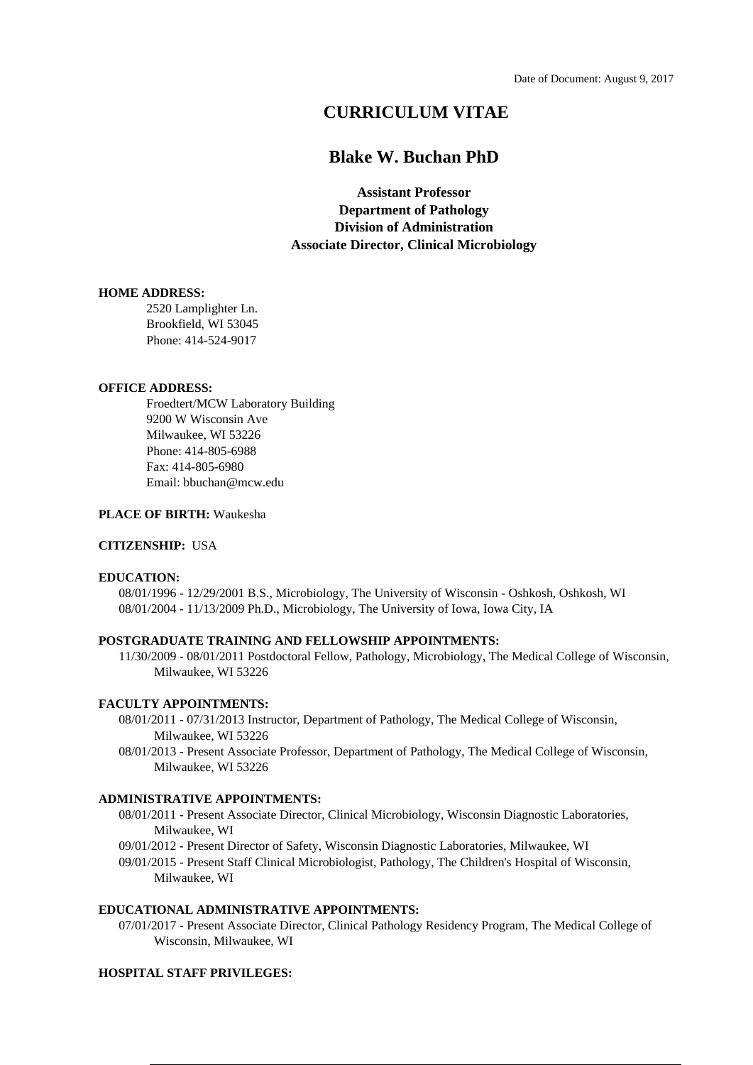Date of Document: August 9, 2017

# CURRICULUM VITAE

## Blake W. Buchan PhD

**Assistant Professor**
**Department of Pathology**
**Division of Administration**
**Associate Director, Clinical Microbiology**

**HOME ADDRESS:**

2520 Lamplighter Ln.
Brookfield, WI 53045
Phone: 414-524-9017

**OFFICE ADDRESS:**

Froedtert/MCW Laboratory Building
9200 W Wisconsin Ave
Milwaukee, WI 53226
Phone: 414-805-6988
Fax: 414-805-6980
Email: bbuchan@mcw.edu

**PLACE OF BIRTH:** Waukesha

**CITIZENSHIP:** USA

**EDUCATION:**

08/01/1996 - 12/29/2001 B.S., Microbiology, The University of Wisconsin - Oshkosh, Oshkosh, WI
08/01/2004 - 11/13/2009 Ph.D., Microbiology, The University of Iowa, Iowa City, IA

**POSTGRADUATE TRAINING AND FELLOWSHIP APPOINTMENTS:**

11/30/2009 - 08/01/2011 Postdoctoral Fellow, Pathology, Microbiology, The Medical College of Wisconsin, Milwaukee, WI 53226

**FACULTY APPOINTMENTS:**

08/01/2011 - 07/31/2013 Instructor, Department of Pathology, The Medical College of Wisconsin, Milwaukee, WI 53226
08/01/2013 - Present Associate Professor, Department of Pathology, The Medical College of Wisconsin, Milwaukee, WI 53226

**ADMINISTRATIVE APPOINTMENTS:**

08/01/2011 - Present Associate Director, Clinical Microbiology, Wisconsin Diagnostic Laboratories, Milwaukee, WI
09/01/2012 - Present Director of Safety, Wisconsin Diagnostic Laboratories, Milwaukee, WI
09/01/2015 - Present Staff Clinical Microbiologist, Pathology, The Children's Hospital of Wisconsin, Milwaukee, WI

**EDUCATIONAL ADMINISTRATIVE APPOINTMENTS:**

07/01/2017 - Present Associate Director, Clinical Pathology Residency Program, The Medical College of Wisconsin, Milwaukee, WI

**HOSPITAL STAFF PRIVILEGES:**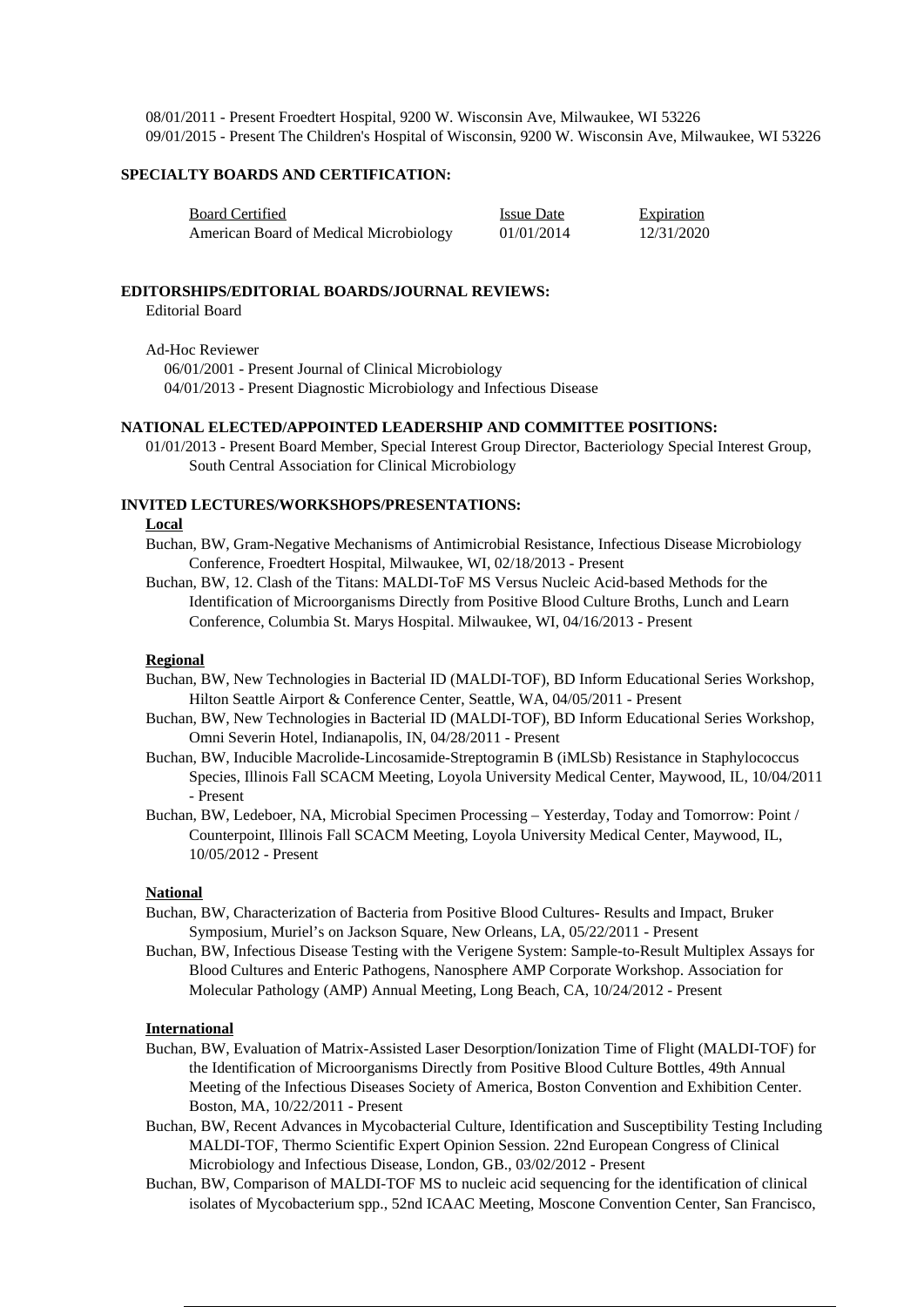08/01/2011 - Present Froedtert Hospital, 9200 W. Wisconsin Ave, Milwaukee, WI 53226
09/01/2015 - Present The Children's Hospital of Wisconsin, 9200 W. Wisconsin Ave, Milwaukee, WI 53226

## SPECIALTY BOARDS AND CERTIFICATION:

| Board Certified | Issue Date | Expiration |
|---|---|---|
| American Board of Medical Microbiology | 01/01/2014 | 12/31/2020 |

## EDITORSHIPS/EDITORIAL BOARDS/JOURNAL REVIEWS:

Editorial Board

Ad-Hoc Reviewer
06/01/2001 - Present Journal of Clinical Microbiology
04/01/2013 - Present Diagnostic Microbiology and Infectious Disease

## NATIONAL ELECTED/APPOINTED LEADERSHIP AND COMMITTEE POSITIONS:

01/01/2013 - Present Board Member, Special Interest Group Director, Bacteriology Special Interest Group, South Central Association for Clinical Microbiology

## INVITED LECTURES/WORKSHOPS/PRESENTATIONS:

### Local

Buchan, BW, Gram-Negative Mechanisms of Antimicrobial Resistance, Infectious Disease Microbiology Conference, Froedtert Hospital, Milwaukee, WI, 02/18/2013 - Present

Buchan, BW, 12. Clash of the Titans: MALDI-ToF MS Versus Nucleic Acid-based Methods for the Identification of Microorganisms Directly from Positive Blood Culture Broths, Lunch and Learn Conference, Columbia St. Marys Hospital. Milwaukee, WI, 04/16/2013 - Present

### Regional

Buchan, BW, New Technologies in Bacterial ID (MALDI-TOF), BD Inform Educational Series Workshop, Hilton Seattle Airport & Conference Center, Seattle, WA, 04/05/2011 - Present

Buchan, BW, New Technologies in Bacterial ID (MALDI-TOF), BD Inform Educational Series Workshop, Omni Severin Hotel, Indianapolis, IN, 04/28/2011 - Present

Buchan, BW, Inducible Macrolide-Lincosamide-Streptogramin B (iMLSb) Resistance in Staphylococcus Species, Illinois Fall SCACM Meeting, Loyola University Medical Center, Maywood, IL, 10/04/2011 - Present

Buchan, BW, Ledeboer, NA, Microbial Specimen Processing – Yesterday, Today and Tomorrow: Point / Counterpoint, Illinois Fall SCACM Meeting, Loyola University Medical Center, Maywood, IL, 10/05/2012 - Present

### National

Buchan, BW, Characterization of Bacteria from Positive Blood Cultures- Results and Impact, Bruker Symposium, Muriel's on Jackson Square, New Orleans, LA, 05/22/2011 - Present

Buchan, BW, Infectious Disease Testing with the Verigene System: Sample-to-Result Multiplex Assays for Blood Cultures and Enteric Pathogens, Nanosphere AMP Corporate Workshop. Association for Molecular Pathology (AMP) Annual Meeting, Long Beach, CA, 10/24/2012 - Present

### International

Buchan, BW, Evaluation of Matrix-Assisted Laser Desorption/Ionization Time of Flight (MALDI-TOF) for the Identification of Microorganisms Directly from Positive Blood Culture Bottles, 49th Annual Meeting of the Infectious Diseases Society of America, Boston Convention and Exhibition Center. Boston, MA, 10/22/2011 - Present

Buchan, BW, Recent Advances in Mycobacterial Culture, Identification and Susceptibility Testing Including MALDI-TOF, Thermo Scientific Expert Opinion Session. 22nd European Congress of Clinical Microbiology and Infectious Disease, London, GB., 03/02/2012 - Present

Buchan, BW, Comparison of MALDI-TOF MS to nucleic acid sequencing for the identification of clinical isolates of Mycobacterium spp., 52nd ICAAC Meeting, Moscone Convention Center, San Francisco,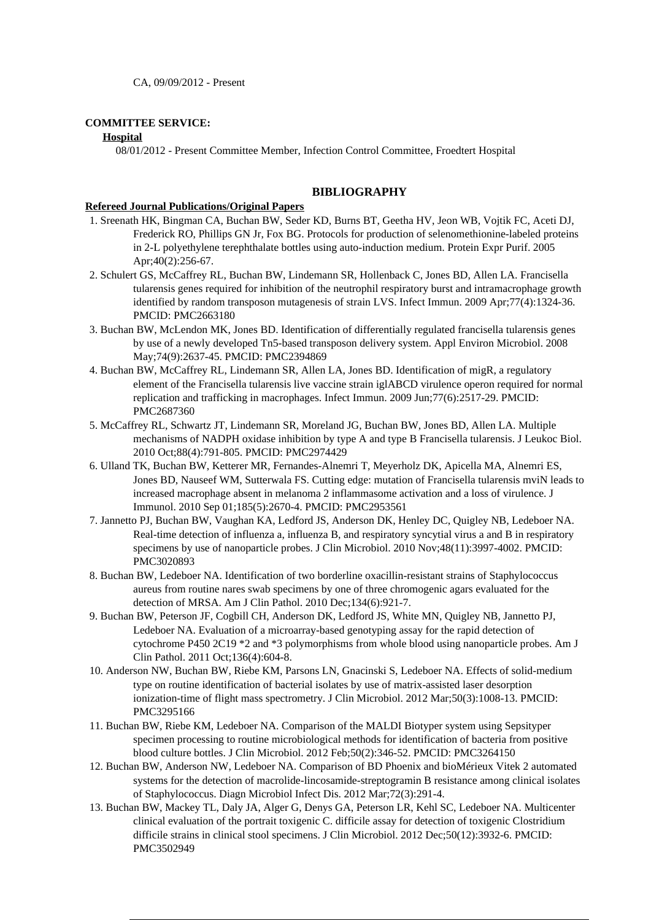CA, 09/09/2012 - Present

**COMMITTEE SERVICE:**

**Hospital**

08/01/2012 - Present Committee Member, Infection Control Committee, Froedtert Hospital

## BIBLIOGRAPHY

**Refereed Journal Publications/Original Papers**

1. Sreenath HK, Bingman CA, Buchan BW, Seder KD, Burns BT, Geetha HV, Jeon WB, Vojtik FC, Aceti DJ, Frederick RO, Phillips GN Jr, Fox BG. Protocols for production of selenomethionine-labeled proteins in 2-L polyethylene terephthalate bottles using auto-induction medium. Protein Expr Purif. 2005 Apr;40(2):256-67.
2. Schulert GS, McCaffrey RL, Buchan BW, Lindemann SR, Hollenback C, Jones BD, Allen LA. Francisella tularensis genes required for inhibition of the neutrophil respiratory burst and intramacrophage growth identified by random transposon mutagenesis of strain LVS. Infect Immun. 2009 Apr;77(4):1324-36. PMCID: PMC2663180
3. Buchan BW, McLendon MK, Jones BD. Identification of differentially regulated francisella tularensis genes by use of a newly developed Tn5-based transposon delivery system. Appl Environ Microbiol. 2008 May;74(9):2637-45. PMCID: PMC2394869
4. Buchan BW, McCaffrey RL, Lindemann SR, Allen LA, Jones BD. Identification of migR, a regulatory element of the Francisella tularensis live vaccine strain iglABCD virulence operon required for normal replication and trafficking in macrophages. Infect Immun. 2009 Jun;77(6):2517-29. PMCID: PMC2687360
5. McCaffrey RL, Schwartz JT, Lindemann SR, Moreland JG, Buchan BW, Jones BD, Allen LA. Multiple mechanisms of NADPH oxidase inhibition by type A and type B Francisella tularensis. J Leukoc Biol. 2010 Oct;88(4):791-805. PMCID: PMC2974429
6. Ulland TK, Buchan BW, Ketterer MR, Fernandes-Alnemri T, Meyerholz DK, Apicella MA, Alnemri ES, Jones BD, Nauseef WM, Sutterwala FS. Cutting edge: mutation of Francisella tularensis mviN leads to increased macrophage absent in melanoma 2 inflammasome activation and a loss of virulence. J Immunol. 2010 Sep 01;185(5):2670-4. PMCID: PMC2953561
7. Jannetto PJ, Buchan BW, Vaughan KA, Ledford JS, Anderson DK, Henley DC, Quigley NB, Ledeboer NA. Real-time detection of influenza a, influenza B, and respiratory syncytial virus a and B in respiratory specimens by use of nanoparticle probes. J Clin Microbiol. 2010 Nov;48(11):3997-4002. PMCID: PMC3020893
8. Buchan BW, Ledeboer NA. Identification of two borderline oxacillin-resistant strains of Staphylococcus aureus from routine nares swab specimens by one of three chromogenic agars evaluated for the detection of MRSA. Am J Clin Pathol. 2010 Dec;134(6):921-7.
9. Buchan BW, Peterson JF, Cogbill CH, Anderson DK, Ledford JS, White MN, Quigley NB, Jannetto PJ, Ledeboer NA. Evaluation of a microarray-based genotyping assay for the rapid detection of cytochrome P450 2C19 *2 and *3 polymorphisms from whole blood using nanoparticle probes. Am J Clin Pathol. 2011 Oct;136(4):604-8.
10. Anderson NW, Buchan BW, Riebe KM, Parsons LN, Gnacinski S, Ledeboer NA. Effects of solid-medium type on routine identification of bacterial isolates by use of matrix-assisted laser desorption ionization-time of flight mass spectrometry. J Clin Microbiol. 2012 Mar;50(3):1008-13. PMCID: PMC3295166
11. Buchan BW, Riebe KM, Ledeboer NA. Comparison of the MALDI Biotyper system using Sepsityper specimen processing to routine microbiological methods for identification of bacteria from positive blood culture bottles. J Clin Microbiol. 2012 Feb;50(2):346-52. PMCID: PMC3264150
12. Buchan BW, Anderson NW, Ledeboer NA. Comparison of BD Phoenix and bioMérieux Vitek 2 automated systems for the detection of macrolide-lincosamide-streptogramin B resistance among clinical isolates of Staphylococcus. Diagn Microbiol Infect Dis. 2012 Mar;72(3):291-4.
13. Buchan BW, Mackey TL, Daly JA, Alger G, Denys GA, Peterson LR, Kehl SC, Ledeboer NA. Multicenter clinical evaluation of the portrait toxigenic C. difficile assay for detection of toxigenic Clostridium difficile strains in clinical stool specimens. J Clin Microbiol. 2012 Dec;50(12):3932-6. PMCID: PMC3502949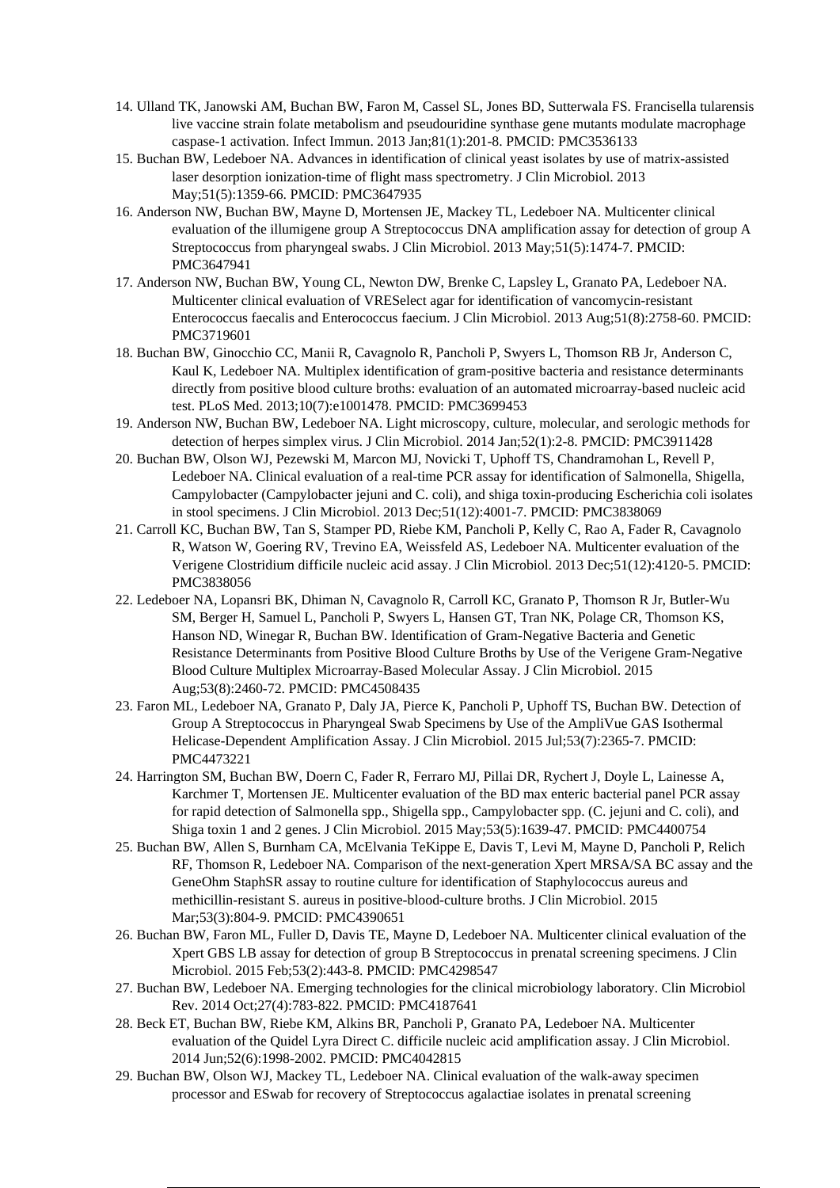14. Ulland TK, Janowski AM, Buchan BW, Faron M, Cassel SL, Jones BD, Sutterwala FS. Francisella tularensis live vaccine strain folate metabolism and pseudouridine synthase gene mutants modulate macrophage caspase-1 activation. Infect Immun. 2013 Jan;81(1):201-8. PMCID: PMC3536133
15. Buchan BW, Ledeboer NA. Advances in identification of clinical yeast isolates by use of matrix-assisted laser desorption ionization-time of flight mass spectrometry. J Clin Microbiol. 2013 May;51(5):1359-66. PMCID: PMC3647935
16. Anderson NW, Buchan BW, Mayne D, Mortensen JE, Mackey TL, Ledeboer NA. Multicenter clinical evaluation of the illumigene group A Streptococcus DNA amplification assay for detection of group A Streptococcus from pharyngeal swabs. J Clin Microbiol. 2013 May;51(5):1474-7. PMCID: PMC3647941
17. Anderson NW, Buchan BW, Young CL, Newton DW, Brenke C, Lapsley L, Granato PA, Ledeboer NA. Multicenter clinical evaluation of VRESelect agar for identification of vancomycin-resistant Enterococcus faecalis and Enterococcus faecium. J Clin Microbiol. 2013 Aug;51(8):2758-60. PMCID: PMC3719601
18. Buchan BW, Ginocchio CC, Manii R, Cavagnolo R, Pancholi P, Swyers L, Thomson RB Jr, Anderson C, Kaul K, Ledeboer NA. Multiplex identification of gram-positive bacteria and resistance determinants directly from positive blood culture broths: evaluation of an automated microarray-based nucleic acid test. PLoS Med. 2013;10(7):e1001478. PMCID: PMC3699453
19. Anderson NW, Buchan BW, Ledeboer NA. Light microscopy, culture, molecular, and serologic methods for detection of herpes simplex virus. J Clin Microbiol. 2014 Jan;52(1):2-8. PMCID: PMC3911428
20. Buchan BW, Olson WJ, Pezewski M, Marcon MJ, Novicki T, Uphoff TS, Chandramohan L, Revell P, Ledeboer NA. Clinical evaluation of a real-time PCR assay for identification of Salmonella, Shigella, Campylobacter (Campylobacter jejuni and C. coli), and shiga toxin-producing Escherichia coli isolates in stool specimens. J Clin Microbiol. 2013 Dec;51(12):4001-7. PMCID: PMC3838069
21. Carroll KC, Buchan BW, Tan S, Stamper PD, Riebe KM, Pancholi P, Kelly C, Rao A, Fader R, Cavagnolo R, Watson W, Goering RV, Trevino EA, Weissfeld AS, Ledeboer NA. Multicenter evaluation of the Verigene Clostridium difficile nucleic acid assay. J Clin Microbiol. 2013 Dec;51(12):4120-5. PMCID: PMC3838056
22. Ledeboer NA, Lopansri BK, Dhiman N, Cavagnolo R, Carroll KC, Granato P, Thomson R Jr, Butler-Wu SM, Berger H, Samuel L, Pancholi P, Swyers L, Hansen GT, Tran NK, Polage CR, Thomson KS, Hanson ND, Winegar R, Buchan BW. Identification of Gram-Negative Bacteria and Genetic Resistance Determinants from Positive Blood Culture Broths by Use of the Verigene Gram-Negative Blood Culture Multiplex Microarray-Based Molecular Assay. J Clin Microbiol. 2015 Aug;53(8):2460-72. PMCID: PMC4508435
23. Faron ML, Ledeboer NA, Granato P, Daly JA, Pierce K, Pancholi P, Uphoff TS, Buchan BW. Detection of Group A Streptococcus in Pharyngeal Swab Specimens by Use of the AmpliVue GAS Isothermal Helicase-Dependent Amplification Assay. J Clin Microbiol. 2015 Jul;53(7):2365-7. PMCID: PMC4473221
24. Harrington SM, Buchan BW, Doern C, Fader R, Ferraro MJ, Pillai DR, Rychert J, Doyle L, Lainesse A, Karchmer T, Mortensen JE. Multicenter evaluation of the BD max enteric bacterial panel PCR assay for rapid detection of Salmonella spp., Shigella spp., Campylobacter spp. (C. jejuni and C. coli), and Shiga toxin 1 and 2 genes. J Clin Microbiol. 2015 May;53(5):1639-47. PMCID: PMC4400754
25. Buchan BW, Allen S, Burnham CA, McElvania TeKippe E, Davis T, Levi M, Mayne D, Pancholi P, Relich RF, Thomson R, Ledeboer NA. Comparison of the next-generation Xpert MRSA/SA BC assay and the GeneOhm StaphSR assay to routine culture for identification of Staphylococcus aureus and methicillin-resistant S. aureus in positive-blood-culture broths. J Clin Microbiol. 2015 Mar;53(3):804-9. PMCID: PMC4390651
26. Buchan BW, Faron ML, Fuller D, Davis TE, Mayne D, Ledeboer NA. Multicenter clinical evaluation of the Xpert GBS LB assay for detection of group B Streptococcus in prenatal screening specimens. J Clin Microbiol. 2015 Feb;53(2):443-8. PMCID: PMC4298547
27. Buchan BW, Ledeboer NA. Emerging technologies for the clinical microbiology laboratory. Clin Microbiol Rev. 2014 Oct;27(4):783-822. PMCID: PMC4187641
28. Beck ET, Buchan BW, Riebe KM, Alkins BR, Pancholi P, Granato PA, Ledeboer NA. Multicenter evaluation of the Quidel Lyra Direct C. difficile nucleic acid amplification assay. J Clin Microbiol. 2014 Jun;52(6):1998-2002. PMCID: PMC4042815
29. Buchan BW, Olson WJ, Mackey TL, Ledeboer NA. Clinical evaluation of the walk-away specimen processor and ESwab for recovery of Streptococcus agalactiae isolates in prenatal screening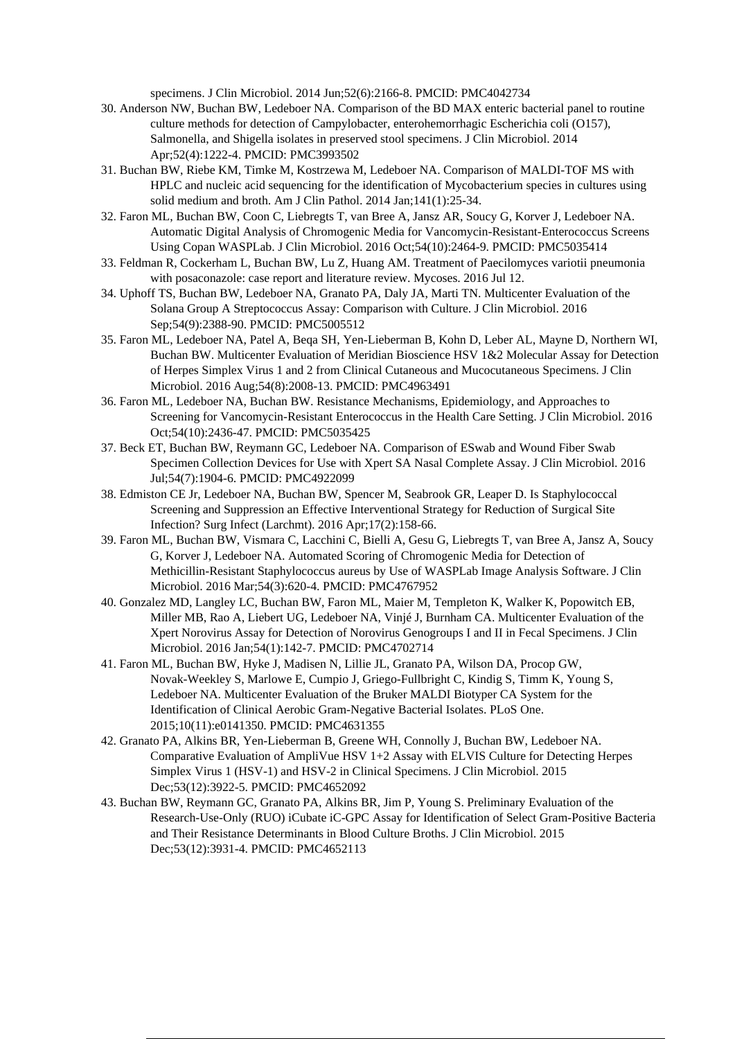specimens. J Clin Microbiol. 2014 Jun;52(6):2166-8. PMCID: PMC4042734

30. Anderson NW, Buchan BW, Ledeboer NA. Comparison of the BD MAX enteric bacterial panel to routine culture methods for detection of Campylobacter, enterohemorrhagic Escherichia coli (O157), Salmonella, and Shigella isolates in preserved stool specimens. J Clin Microbiol. 2014 Apr;52(4):1222-4. PMCID: PMC3993502
31. Buchan BW, Riebe KM, Timke M, Kostrzewa M, Ledeboer NA. Comparison of MALDI-TOF MS with HPLC and nucleic acid sequencing for the identification of Mycobacterium species in cultures using solid medium and broth. Am J Clin Pathol. 2014 Jan;141(1):25-34.
32. Faron ML, Buchan BW, Coon C, Liebregts T, van Bree A, Jansz AR, Soucy G, Korver J, Ledeboer NA. Automatic Digital Analysis of Chromogenic Media for Vancomycin-Resistant-Enterococcus Screens Using Copan WASPLab. J Clin Microbiol. 2016 Oct;54(10):2464-9. PMCID: PMC5035414
33. Feldman R, Cockerham L, Buchan BW, Lu Z, Huang AM. Treatment of Paecilomyces variotii pneumonia with posaconazole: case report and literature review. Mycoses. 2016 Jul 12.
34. Uphoff TS, Buchan BW, Ledeboer NA, Granato PA, Daly JA, Marti TN. Multicenter Evaluation of the Solana Group A Streptococcus Assay: Comparison with Culture. J Clin Microbiol. 2016 Sep;54(9):2388-90. PMCID: PMC5005512
35. Faron ML, Ledeboer NA, Patel A, Beqa SH, Yen-Lieberman B, Kohn D, Leber AL, Mayne D, Northern WI, Buchan BW. Multicenter Evaluation of Meridian Bioscience HSV 1&2 Molecular Assay for Detection of Herpes Simplex Virus 1 and 2 from Clinical Cutaneous and Mucocutaneous Specimens. J Clin Microbiol. 2016 Aug;54(8):2008-13. PMCID: PMC4963491
36. Faron ML, Ledeboer NA, Buchan BW. Resistance Mechanisms, Epidemiology, and Approaches to Screening for Vancomycin-Resistant Enterococcus in the Health Care Setting. J Clin Microbiol. 2016 Oct;54(10):2436-47. PMCID: PMC5035425
37. Beck ET, Buchan BW, Reymann GC, Ledeboer NA. Comparison of ESwab and Wound Fiber Swab Specimen Collection Devices for Use with Xpert SA Nasal Complete Assay. J Clin Microbiol. 2016 Jul;54(7):1904-6. PMCID: PMC4922099
38. Edmiston CE Jr, Ledeboer NA, Buchan BW, Spencer M, Seabrook GR, Leaper D. Is Staphylococcal Screening and Suppression an Effective Interventional Strategy for Reduction of Surgical Site Infection? Surg Infect (Larchmt). 2016 Apr;17(2):158-66.
39. Faron ML, Buchan BW, Vismara C, Lacchini C, Bielli A, Gesu G, Liebregts T, van Bree A, Jansz A, Soucy G, Korver J, Ledeboer NA. Automated Scoring of Chromogenic Media for Detection of Methicillin-Resistant Staphylococcus aureus by Use of WASPLab Image Analysis Software. J Clin Microbiol. 2016 Mar;54(3):620-4. PMCID: PMC4767952
40. Gonzalez MD, Langley LC, Buchan BW, Faron ML, Maier M, Templeton K, Walker K, Popowitch EB, Miller MB, Rao A, Liebert UG, Ledeboer NA, Vinjé J, Burnham CA. Multicenter Evaluation of the Xpert Norovirus Assay for Detection of Norovirus Genogroups I and II in Fecal Specimens. J Clin Microbiol. 2016 Jan;54(1):142-7. PMCID: PMC4702714
41. Faron ML, Buchan BW, Hyke J, Madisen N, Lillie JL, Granato PA, Wilson DA, Procop GW, Novak-Weekley S, Marlowe E, Cumpio J, Griego-Fullbright C, Kindig S, Timm K, Young S, Ledeboer NA. Multicenter Evaluation of the Bruker MALDI Biotyper CA System for the Identification of Clinical Aerobic Gram-Negative Bacterial Isolates. PLoS One. 2015;10(11):e0141350. PMCID: PMC4631355
42. Granato PA, Alkins BR, Yen-Lieberman B, Greene WH, Connolly J, Buchan BW, Ledeboer NA. Comparative Evaluation of AmpliVue HSV 1+2 Assay with ELVIS Culture for Detecting Herpes Simplex Virus 1 (HSV-1) and HSV-2 in Clinical Specimens. J Clin Microbiol. 2015 Dec;53(12):3922-5. PMCID: PMC4652092
43. Buchan BW, Reymann GC, Granato PA, Alkins BR, Jim P, Young S. Preliminary Evaluation of the Research-Use-Only (RUO) iCubate iC-GPC Assay for Identification of Select Gram-Positive Bacteria and Their Resistance Determinants in Blood Culture Broths. J Clin Microbiol. 2015 Dec;53(12):3931-4. PMCID: PMC4652113